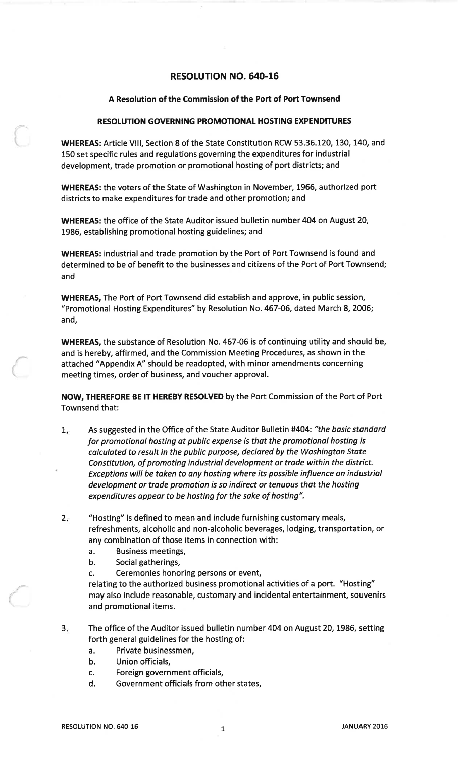# RESOLUTION NO. 640-16

## A Resolution of the Commission of the Port of Port Townsend

### RESOLUTION GOVERNING PROMOTIONAL HOSTING EXPENDITURES

**WHEREAS:** Article VIII, Section 8 of the State Constitution RCW 53.36.120, 130, 140, and 150 set specific rules and regulations governing the expenditures for industrial development, trade promotion or promotional hosting of port districts; and

**WHEREAS:** the voters of the State of Washington in November, 1966, authorized port districts to make expenditures for trade and other promotion; and

**WHEREAS:** the office of the State Auditor issued bulletin number 404 on August 20, 1986, establishing promotional hosting guidelines; and

**WHEREAS:** industrial and trade promotion by the Port of Port Townsend is found and determined to be of benefit to the businesses and citizens of the Port of Port Townsend; and

**WHEREAS,** The Port of Port Townsend did establish and approve, in public session, "Promotional Hosting Expenditures" by Resolution No. 467-06, dated March 8, 2006; and,

**WHEREAS,** the substance of Resolution No. 467-06 is of continuing utility and should be, and is hereby, affirmed, and the Commission Meeting Procedures, as shown in the attached "Appendix A" should be readopted, with minor amendments concerning meeting times, order of business, and voucher approval.

**NOW, THEREFORE BE IT HEREBY RESOLVED** by the Port Commission of the Port of Port Townsend that:

1. As suggested in the Office of the State Auditor Bulletin #404: *"the basic standard for promotional hosting at public expense is that the promotional hosting is calculated to result in the public purpose, declared by the Washington State Constitution, of promoting industrial development or trade within the district. Exceptions will be taken to any hosting where its possible influence on industrial development or trade promotion is so indirect or tenuous that the hosting expenditures appear to be hosting for the sake of hosting".*

2. "Hosting" is defined to mean and include furnishing customary meals, refreshments, alcoholic and non-alcoholic beverages, lodging, transportation, or any combination of those items in connection with:
   a. Business meetings,
   b. Social gatherings,
   c. Ceremonies honoring persons or event,

   relating to the authorized business promotional activities of a port. "Hosting" may also include reasonable, customary and incidental entertainment, souvenirs and promotional items.

3. The office of the Auditor issued bulletin number 404 on August 20, 1986, setting forth general guidelines for the hosting of:
   a. Private businessmen,
   b. Union officials,
   c. Foreign government officials,
   d. Government officials from other states,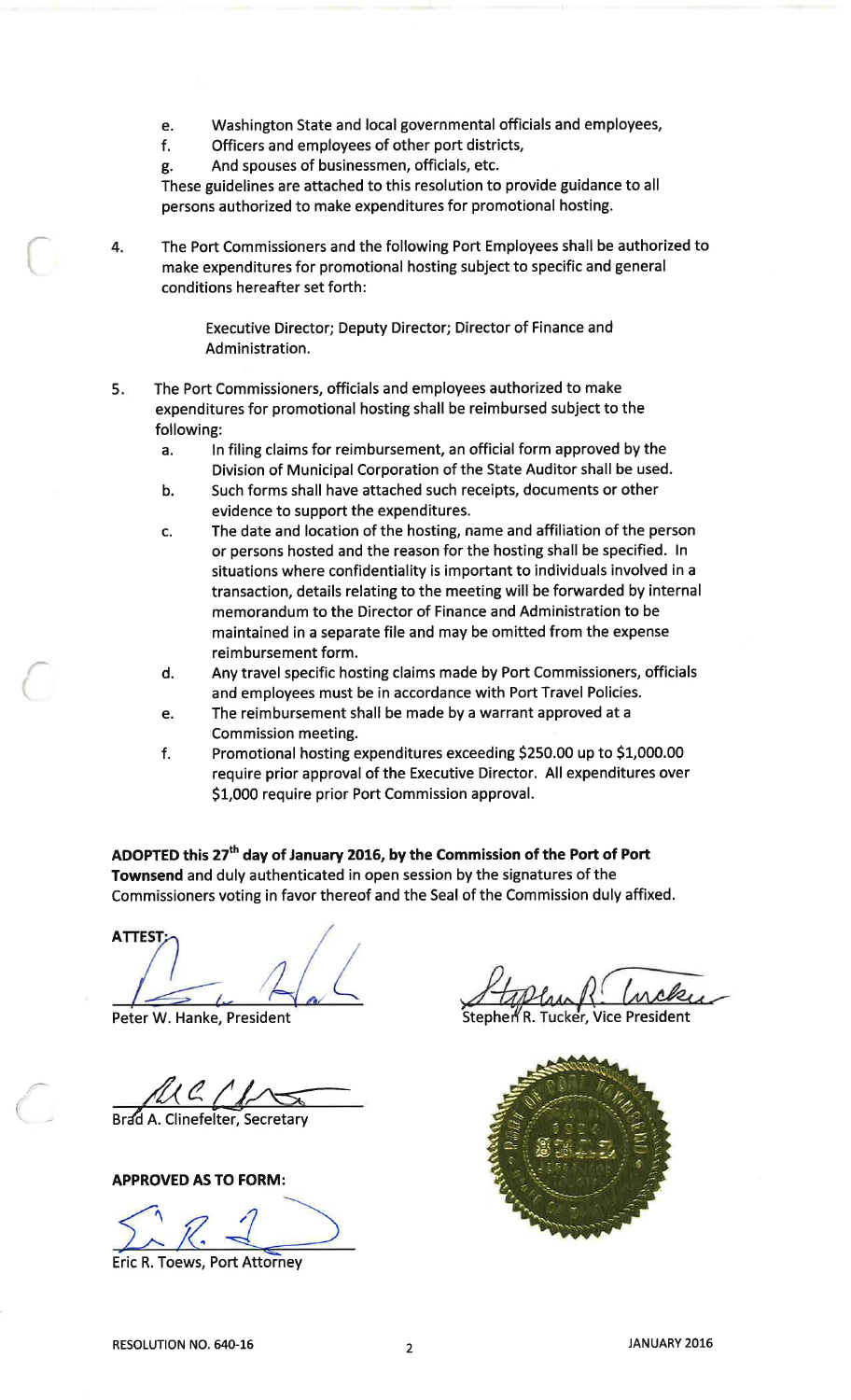e. Washington State and local governmental officials and employees,
f. Officers and employees of other port districts,
g. And spouses of businessmen, officials, etc.

These guidelines are attached to this resolution to provide guidance to all persons authorized to make expenditures for promotional hosting.

4. The Port Commissioners and the following Port Employees shall be authorized to make expenditures for promotional hosting subject to specific and general conditions hereafter set forth:

   Executive Director; Deputy Director; Director of Finance and Administration.

5. The Port Commissioners, officials and employees authorized to make expenditures for promotional hosting shall be reimbursed subject to the following:
   a. In filing claims for reimbursement, an official form approved by the Division of Municipal Corporation of the State Auditor shall be used.
   b. Such forms shall have attached such receipts, documents or other evidence to support the expenditures.
   c. The date and location of the hosting, name and affiliation of the person or persons hosted and the reason for the hosting shall be specified. In situations where confidentiality is important to individuals involved in a transaction, details relating to the meeting will be forwarded by internal memorandum to the Director of Finance and Administration to be maintained in a separate file and may be omitted from the expense reimbursement form.
   d. Any travel specific hosting claims made by Port Commissioners, officials and employees must be in accordance with Port Travel Policies.
   e. The reimbursement shall be made by a warrant approved at a Commission meeting.
   f. Promotional hosting expenditures exceeding $250.00 up to $1,000.00 require prior approval of the Executive Director. All expenditures over $1,000 require prior Port Commission approval.

**ADOPTED this 27th day of January 2016, by the Commission of the Port of Port Townsend** and duly authenticated in open session by the signatures of the Commissioners voting in favor thereof and the Seal of the Commission duly affixed.

**ATTEST:**

Peter W. Hanke, President

Stephen R. Tucker, Vice President

Brad A. Clinefelter, Secretary

**APPROVED AS TO FORM:**

Eric R. Toews, Port Attorney

RESOLUTION NO. 640-16 JANUARY 2016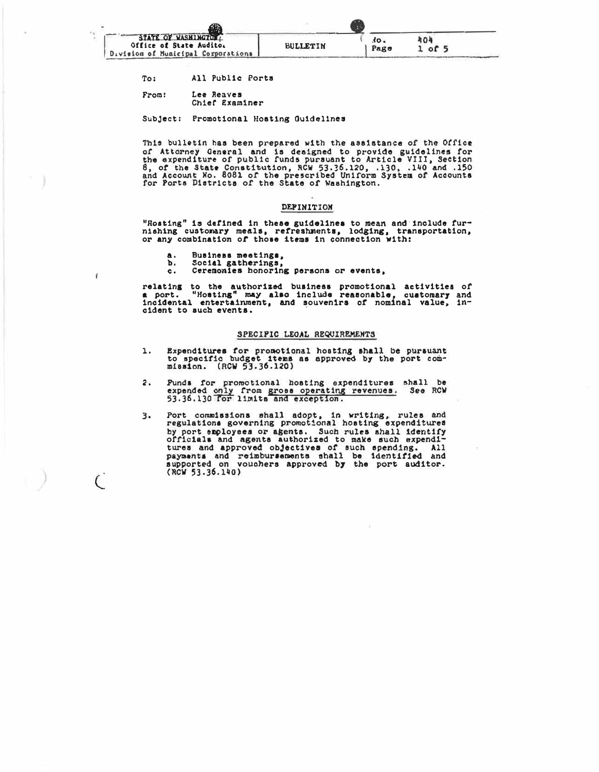STATE OF WASHINGTON
Office of State Auditor
Division of Municipal Corporations

BULLETIN

No. 404

To: All Public Ports

From: Lee Reaves
Chief Examiner

Subject: Promotional Hosting Guidelines

This bulletin has been prepared with the assistance of the Office of Attorney General and is designed to provide guidelines for the expenditure of public funds pursuant to Article VIII, Section 8, of the State Constitution, RCW 53.36.120, .130, .140 and .150 and Account No. 8081 of the prescribed Uniform System of Accounts for Ports Districts of the State of Washington.

## DEFINITION

"Hosting" is defined in these guidelines to mean and include furnishing customary meals, refreshments, lodging, transportation, or any combination of those items in connection with:

a. Business meetings,
b. Social gatherings,
c. Ceremonies honoring persons or events,

relating to the authorized business promotional activities of a port. "Hosting" may also include reasonable, customary and incidental entertainment, and souvenirs of nominal value, incident to such events.

## SPECIFIC LEGAL REQUIREMENTS

1. Expenditures for promotional hosting shall be pursuant to specific budget items as approved by the port commission. (RCW 53.36.120)

2. Funds for promotional hosting expenditures shall be expended only from gross operating revenues. See RCW 53.36.130 for limits and exception.

3. Port commissions shall adopt, in writing, rules and regulations governing promotional hosting expenditures by port employees or agents. Such rules shall identify officials and agents authorized to make such expenditures and approved objectives of such spending. All payments and reimbursements shall be identified and supported on vouchers approved by the port auditor. (RCW 53.36.140)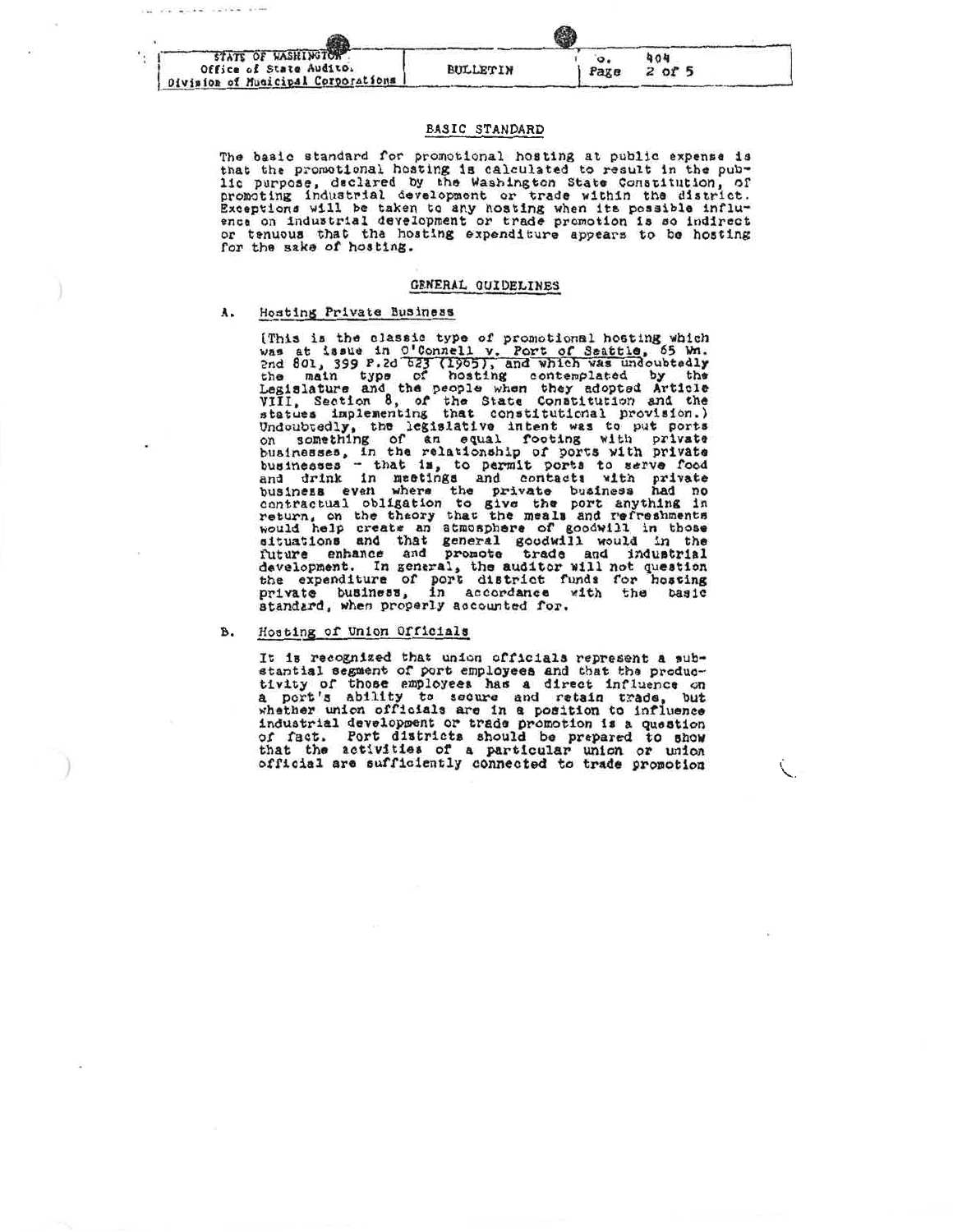## BASIC STANDARD

The basic standard for promotional hosting at public expense is that the promotional hosting is calculated to result in the public purpose, declared by the Washington State Constitution, of promoting industrial development or trade within the district. Exceptions will be taken to any hosting when its possible influence on industrial development or trade promotion is so indirect or tenuous that the hosting expenditure appears to be hosting for the sake of hosting.

## GENERAL GUIDELINES

### A. Hosting Private Business

(This is the classic type of promotional hosting which was at issue in O'Connell v. Port of Seattle, 65 Wn. 2nd 801, 399 P.2d 623 (1965), and which was undoubtedly the main type of hosting contemplated by the Legislature and the people when they adopted Article VIII, Section 8, of the State Constitution and the statues implementing that constitutional provision.) Undoubtedly, the legislative intent was to put ports on something of an equal footing with private businesses, in the relationship of ports with private businesses - that is, to permit ports to serve food and drink in meetings and contacts with private business even where the private business had no contractual obligation to give the port anything in return, on the theory that the meals and refreshments would help create an atmosphere of goodwill in those situations and that general goodwill would in the future enhance and promote trade and industrial development. In general, the auditor will not question the expenditure of port district funds for hosting private business, in accordance with the basic standard, when properly accounted for.

### B. Hosting of Union Officials

It is recognized that union officials represent a substantial segment of port employees and that the productivity of those employees has a direct influence on a port's ability to secure and retain trade, but whether union officials are in a position to influence industrial development or trade promotion is a question of fact. Port districts should be prepared to show that the activities of a particular union or union official are sufficiently connected to trade promotion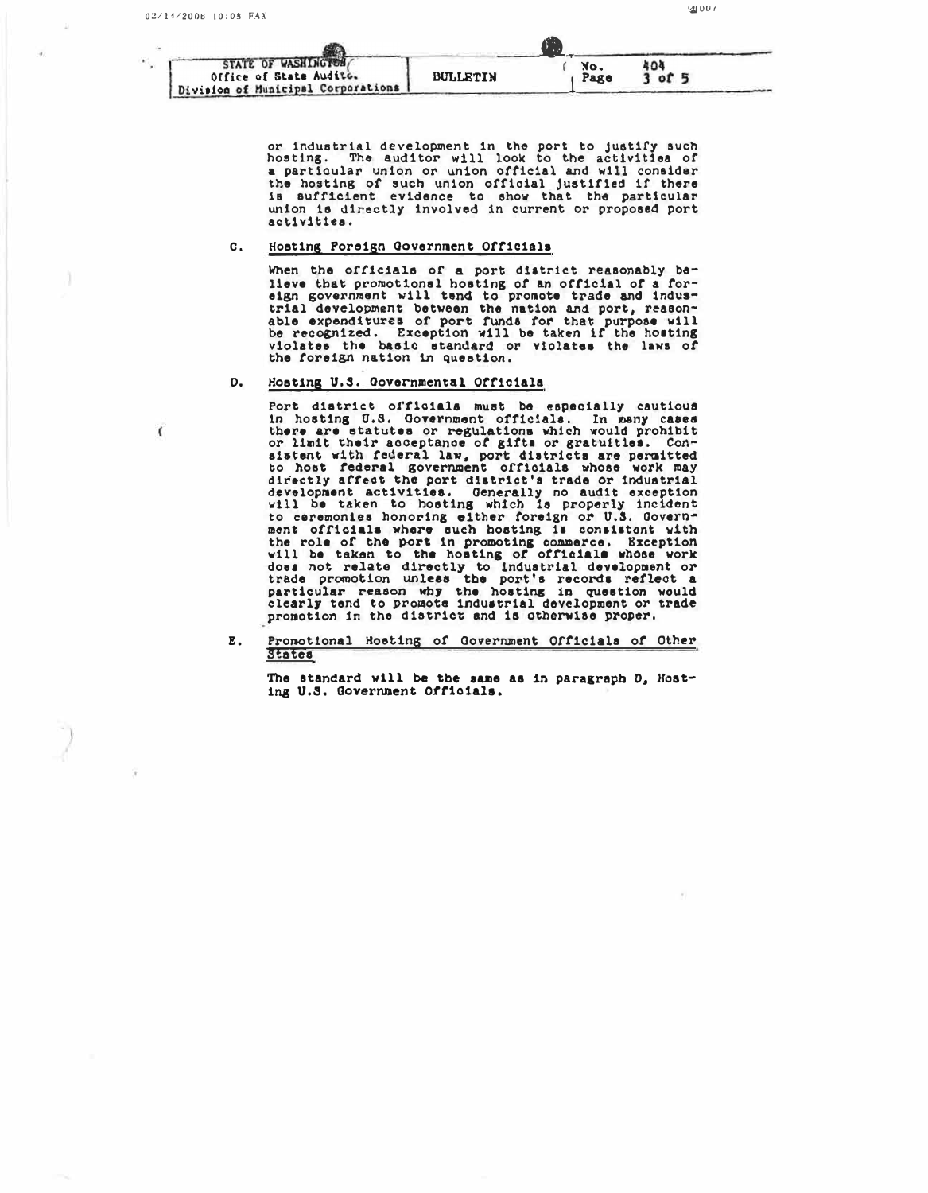or industrial development in the port to justify such hosting. The auditor will look to the activities of a particular union or union official and will consider the hosting of such union official justified if there is sufficient evidence to show that the particular union is directly involved in current or proposed port activities.

C. Hosting Foreign Government Officials

When the officials of a port district reasonably believe that promotional hosting of an official of a foreign government will tend to promote trade and industrial development between the nation and port, reasonable expenditures of port funds for that purpose will be recognized. Exception will be taken if the hosting violates the basic standard or violates the laws of the foreign nation in question.

D. Hosting U.S. Governmental Officials

Port district officials must be especially cautious in hosting U.S. Government officials. In many cases there are statutes or regulations which would prohibit or limit their acceptance of gifts or gratuities. Consistent with federal law, port districts are permitted to host federal government officials whose work may directly affect the port district's trade or industrial development activities. Generally no audit exception will be taken to hosting which is properly incident to ceremonies honoring either foreign or U.S. Government officials where such hosting is consistent with the role of the port in promoting commerce. Exception will be taken to the hosting of officials whose work does not relate directly to industrial development or trade promotion unless the port's records reflect a particular reason why the hosting in question would clearly tend to promote industrial development or trade promotion in the district and is otherwise proper.

E. Promotional Hosting of Government Officials of Other States

The standard will be the same as in paragraph D, Hosting U.S. Government Officials.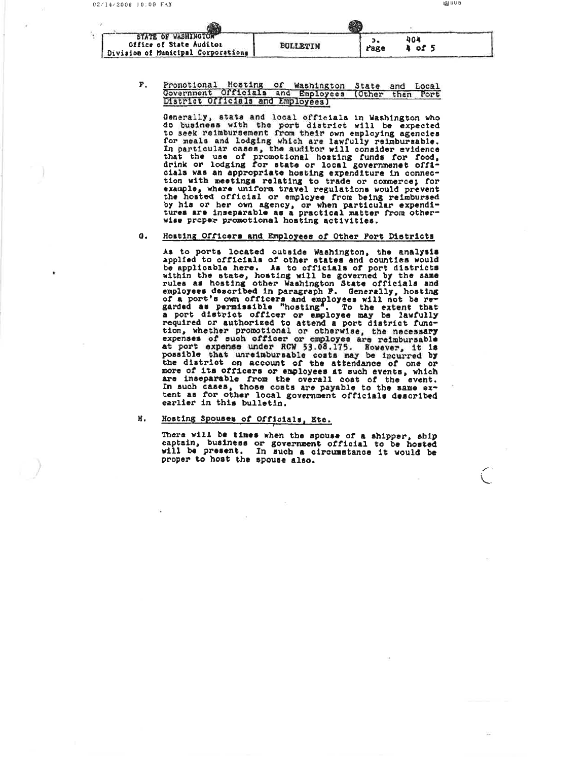F. Promotional Hosting of Washington State and Local Government Officials and Employees (Other than Port District Officials and Employees)

Generally, state and local officials in Washington who do business with the port district will be expected to seek reimbursement from their own employing agencies for meals and lodging which are lawfully reimbursable. In particular cases, the auditor will consider evidence that the use of promotional hosting funds for food, drink or lodging for state or local governmenet officials was an appropriate hosting expenditure in connection with meetings relating to trade or commerce; for example, where uniform travel regulations would prevent the hosted official or employee from being reimbursed by his or her own agency, or when particular expenditures are inseparable as a practical matter from otherwise proper promotional hosting activities.

G. Hosting Officers and Employees of Other Port Districts

As to ports located outside Washington, the analysis applied to officials of other states and counties would be applicable here. As to officials of port districts within the state, hosting will be governed by the same rules as hosting other Washington State officials and employees described in paragraph F. Generally, hosting of a port's own officers and employees will not be regarded as permissible "hosting". To the extent that a port district officer or employee may be lawfully required or authorized to attend a port district function, whether promotional or otherwise, the necessary expenses of such officer or employee are reimbursable at port expense under RCW 53.08.175. However, it is possible that unreimbursable costs may be incurred by the district on account of the attendance of one or more of its officers or employees at such events, which are inseparable from the overall cost of the event. In such cases, those costs are payable to the same extent as for other local government officials described earlier in this bulletin.

H. Hosting Spouses of Officials, Etc.

There will be times when the spouse of a shipper, ship captain, business or government official to be hosted will be present. In such a circumstance it would be proper to host the spouse also.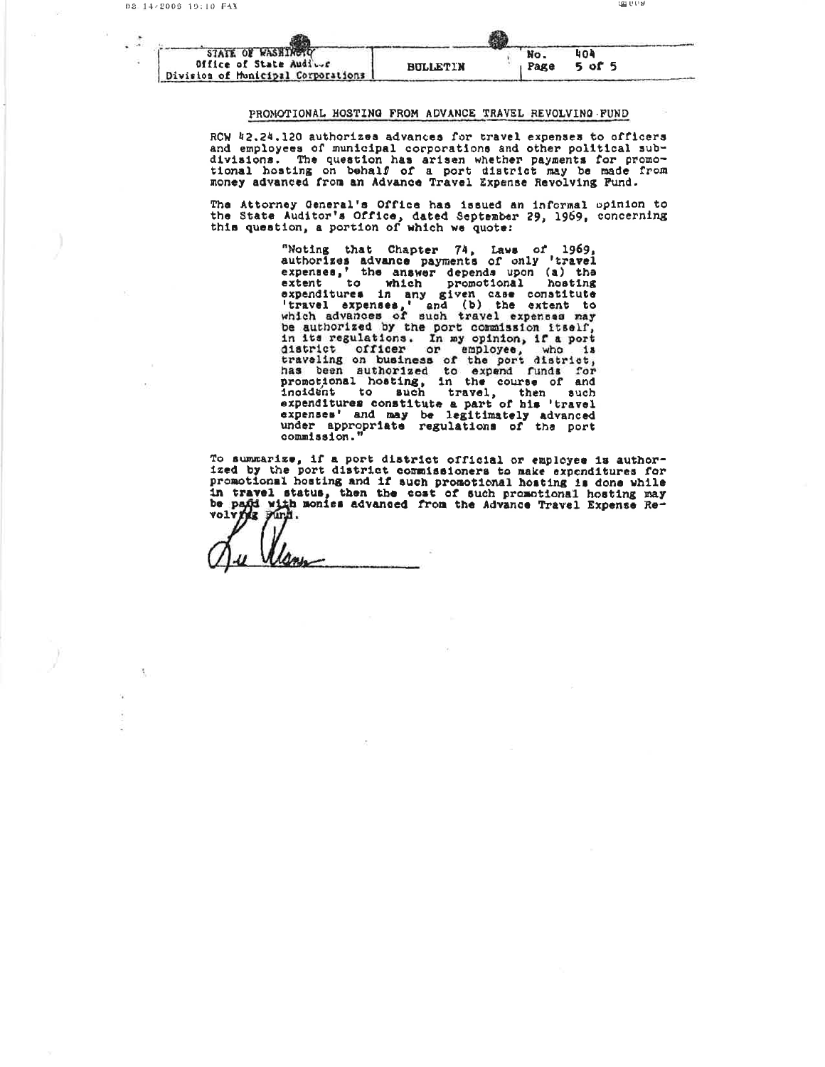| STATE OF WASHINGTON<br>Office of State Auditor<br>Division of Municipal Corporations | BULLETIN | No. 404<br>Page 5 of 5 |
|---|---|---|

PROMOTIONAL HOSTING FROM ADVANCE TRAVEL REVOLVING FUND

RCW 42.24.120 authorizes advances for travel expenses to officers and employees of municipal corporations and other political subdivisions. The question has arisen whether payments for promotional hosting on behalf of a port district may be made from money advanced from an Advance Travel Expense Revolving Fund.

The Attorney General's Office has issued an informal opinion to the State Auditor's Office, dated September 29, 1969, concerning this question, a portion of which we quote:

> "Noting that Chapter 74, Laws of 1969, authorizes advance payments of only 'travel expenses,' the answer depends upon (a) the extent to which promotional hosting expenditures in any given case constitute 'travel expenses,' and (b) the extent to which advances of such travel expenses may be authorized by the port commission itself, in its regulations. In my opinion, if a port district officer or employee, who is traveling on business of the port district, has been authorized to expend funds for promotional hosting, in the course of and incident to such travel, then such expenditures constitute a part of his 'travel expenses' and may be legitimately advanced under appropriate regulations of the port commission."

To summarize, if a port district official or employee is authorized by the port district commissioners to make expenditures for promotional hosting and if such promotional hosting is done while in travel status, then the cost of such promotional hosting may be paid with monies advanced from the Advance Travel Expense Revolving Fund.